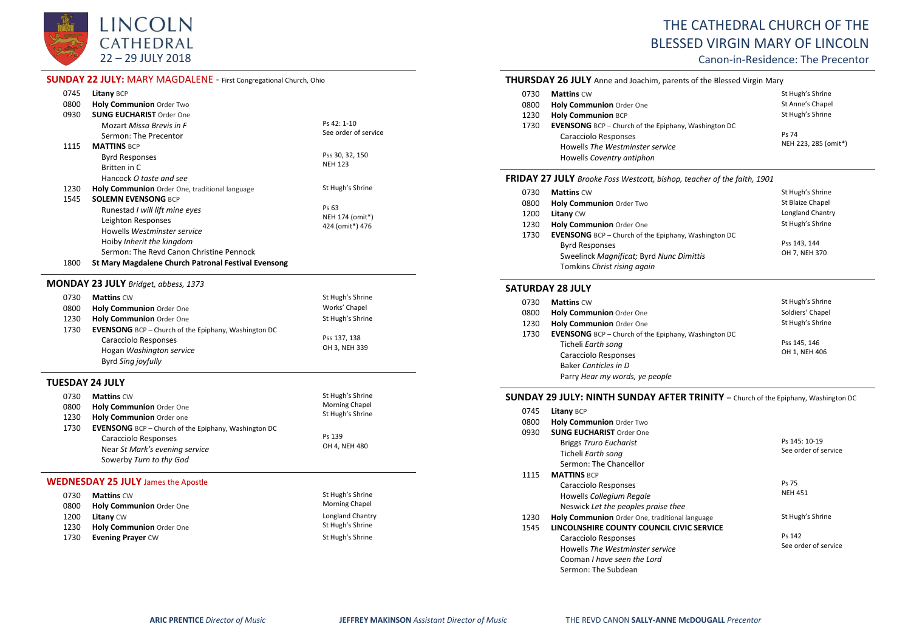# LINCOLN CATHEDRAL

22 – 29 JULY 2018

# THE CATHEDRAL CHURCH OF THE BLESSED VIRGIN MARY OF LINCOLN

Canon-in-Residence: The Precentor

## SUNDAY 22 JULY: MARY MAGDALENE - First Congregational Church, Ohio

| | | |
|---|---|---|
| 0745 | **Litany** BCP | |
| 0800 | **Holy Communion** Order Two | |
| 0930 | **SUNG EUCHARIST** Order One | |
| | Mozart *Missa Brevis in F* | Ps 42: 1-10 |
| | Sermon: The Precentor | See order of service |
| 1115 | **MATTINS** BCP | |
| | Byrd Responses | Pss 30, 32, 150 |
| | Britten in C | NEH 123 |
| | Hancock *O taste and see* | |
| 1230 | **Holy Communion** Order One, traditional language | St Hugh's Shrine |
| 1545 | **SOLEMN EVENSONG** BCP | |
| | Runestad *I will lift mine eyes* | Ps 63 |
| | Leighton Responses | NEH 174 (omit*) |
| | Howells *Westminster service* | 424 (omit*) 476 |
| | Hoiby *Inherit the kingdom* | |
| | Sermon: The Revd Canon Christine Pennock | |
| 1800 | **St Mary Magdalene Church Patronal Festival Evensong** | |

## MONDAY 23 JULY *Bridget, abbess, 1373*

| | | |
|---|---|---|
| 0730 | **Mattins** CW | St Hugh's Shrine |
| 0800 | **Holy Communion** Order One | Works' Chapel |
| 1230 | **Holy Communion** Order One | St Hugh's Shrine |
| 1730 | **EVENSONG** BCP – Church of the Epiphany, Washington DC | |
| | Caracciolo Responses | Pss 137, 138 |
| | Hogan *Washington service* | OH 3, NEH 339 |
| | Byrd *Sing joyfully* | |

## TUESDAY 24 JULY

| | | |
|---|---|---|
| 0730 | **Mattins** CW | St Hugh's Shrine |
| 0800 | **Holy Communion** Order One | Morning Chapel |
| 1230 | **Holy Communion** Order one | St Hugh's Shrine |
| 1730 | **EVENSONG** BCP – Church of the Epiphany, Washington DC | |
| | Caracciolo Responses | Ps 139 |
| | Near *St Mark's evening service* | OH 4, NEH 480 |
| | Sowerby *Turn to thy God* | |

## WEDNESDAY 25 JULY James the Apostle

| | | |
|---|---|---|
| 0730 | **Mattins** CW | St Hugh's Shrine |
| 0800 | **Holy Communion** Order One | Morning Chapel |
| 1200 | **Litany** CW | Longland Chantry |
| 1230 | **Holy Communion** Order One | St Hugh's Shrine |
| 1730 | **Evening Prayer** CW | St Hugh's Shrine |

## THURSDAY 26 JULY Anne and Joachim, parents of the Blessed Virgin Mary

| | | |
|---|---|---|
| 0730 | **Mattins** CW | St Hugh's Shrine |
| 0800 | **Holy Communion** Order One | St Anne's Chapel |
| 1230 | **Holy Communion** BCP | St Hugh's Shrine |
| 1730 | **EVENSONG** BCP – Church of the Epiphany, Washington DC | |
| | Caracciolo Responses | Ps 74 |
| | Howells *The Westminster service* | NEH 223, 285 (omit*) |
| | Howells *Coventry antiphon* | |

## FRIDAY 27 JULY *Brooke Foss Westcott, bishop, teacher of the faith, 1901*

| | | |
|---|---|---|
| 0730 | **Mattins** CW | St Hugh's Shrine |
| 0800 | **Holy Communion** Order Two | St Blaize Chapel |
| 1200 | **Litany** CW | Longland Chantry |
| 1230 | **Holy Communion** Order One | St Hugh's Shrine |
| 1730 | **EVENSONG** BCP – Church of the Epiphany, Washington DC | |
| | Byrd Responses | Pss 143, 144 |
| | Sweelinck *Magnificat;* Byrd *Nunc Dimittis* | OH 7, NEH 370 |
| | Tomkins *Christ rising again* | |

## SATURDAY 28 JULY

| | | |
|---|---|---|
| 0730 | **Mattins** CW | St Hugh's Shrine |
| 0800 | **Holy Communion** Order One | Soldiers' Chapel |
| 1230 | **Holy Communion** Order One | St Hugh's Shrine |
| 1730 | **EVENSONG** BCP – Church of the Epiphany, Washington DC | |
| | Ticheli *Earth song* | Pss 145, 146 |
| | Caracciolo Responses | OH 1, NEH 406 |
| | Baker *Canticles in D* | |
| | Parry *Hear my words, ye people* | |

## SUNDAY 29 JULY: NINTH SUNDAY AFTER TRINITY – Church of the Epiphany, Washington DC

| | | |
|---|---|---|
| 0745 | **Litany** BCP | |
| 0800 | **Holy Communion** Order Two | |
| 0930 | **SUNG EUCHARIST** Order One | |
| | Briggs *Truro Eucharist* | Ps 145: 10-19 |
| | Ticheli *Earth song* | See order of service |
| | Sermon: The Chancellor | |
| 1115 | **MATTINS** BCP | |
| | Caracciolo Responses | Ps 75 |
| | Howells *Collegium Regale* | NEH 451 |
| | Neswick *Let the peoples praise thee* | |
| 1230 | **Holy Communion** Order One, traditional language | St Hugh's Shrine |
| 1545 | **LINCOLNSHIRE COUNTY COUNCIL CIVIC SERVICE** | |
| | Caracciolo Responses | Ps 142 |
| | Howells *The Westminster service* | See order of service |
| | Cooman *I have seen the Lord* | |
| | Sermon: The Subdean | |

**ARIC PRENTICE** *Director of Music* **JEFFREY MAKINSON** *Assistant Director of Music* THE REVD CANON **SALLY-ANNE McDOUGALL** *Precentor*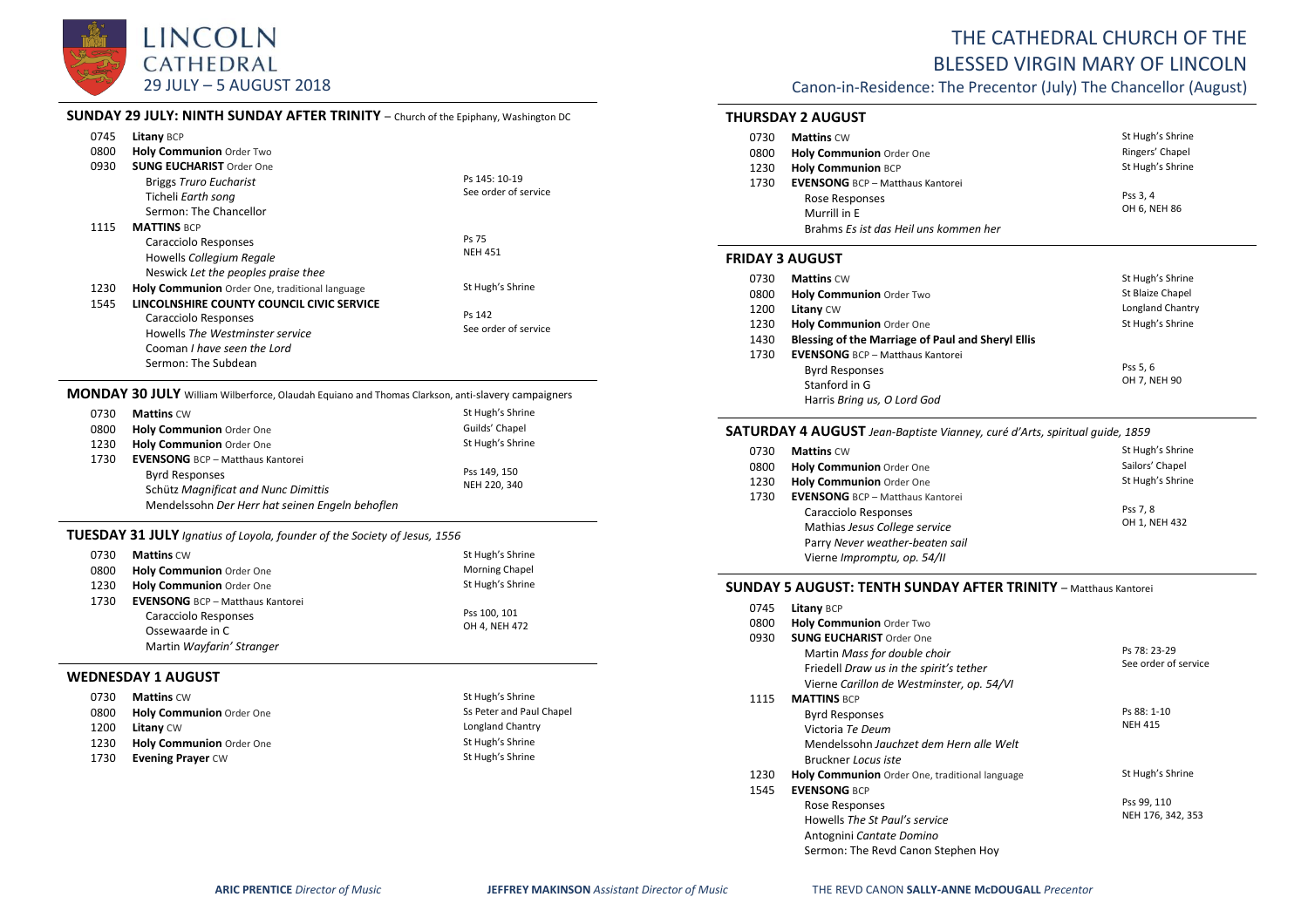# LINCOLN CATHEDRAL

29 JULY – 5 AUGUST 2018

# THE CATHEDRAL CHURCH OF THE BLESSED VIRGIN MARY OF LINCOLN

Canon-in-Residence: The Precentor (July) The Chancellor (August)

## SUNDAY 29 JULY: NINTH SUNDAY AFTER TRINITY – Church of the Epiphany, Washington DC

| | | |
|---|---|---|
| 0745 | **Litany** BCP | |
| 0800 | **Holy Communion** Order Two | |
| 0930 | **SUNG EUCHARIST** Order One | |
| | Briggs *Truro Eucharist* | Ps 145: 10-19 |
| | Ticheli *Earth song* | See order of service |
| | Sermon: The Chancellor | |
| 1115 | **MATTINS** BCP | |
| | Caracciolo Responses | Ps 75 |
| | Howells *Collegium Regale* | NEH 451 |
| | Neswick *Let the peoples praise thee* | |
| 1230 | **Holy Communion** Order One, traditional language | St Hugh's Shrine |
| 1545 | **LINCOLNSHIRE COUNTY COUNCIL CIVIC SERVICE** | |
| | Caracciolo Responses | Ps 142 |
| | Howells *The Westminster service* | See order of service |
| | Cooman *I have seen the Lord* | |
| | Sermon: The Subdean | |

## MONDAY 30 JULY William Wilberforce, Olaudah Equiano and Thomas Clarkson, anti-slavery campaigners

| | | |
|---|---|---|
| 0730 | **Mattins** CW | St Hugh's Shrine |
| 0800 | **Holy Communion** Order One | Guilds' Chapel |
| 1230 | **Holy Communion** Order One | St Hugh's Shrine |
| 1730 | **EVENSONG** BCP – Matthaus Kantorei | |
| | Byrd Responses | Pss 149, 150 |
| | Schütz *Magnificat and Nunc Dimittis* | NEH 220, 340 |
| | Mendelssohn *Der Herr hat seinen Engeln befohlen* | |

## TUESDAY 31 JULY *Ignatius of Loyola, founder of the Society of Jesus, 1556*

| | | |
|---|---|---|
| 0730 | **Mattins** CW | St Hugh's Shrine |
| 0800 | **Holy Communion** Order One | Morning Chapel |
| 1230 | **Holy Communion** Order One | St Hugh's Shrine |
| 1730 | **EVENSONG** BCP – Matthaus Kantorei | |
| | Caracciolo Responses | Pss 100, 101 |
| | Ossewaarde in C | OH 4, NEH 472 |
| | Martin *Wayfarin' Stranger* | |

## WEDNESDAY 1 AUGUST

| | | |
|---|---|---|
| 0730 | **Mattins** CW | St Hugh's Shrine |
| 0800 | **Holy Communion** Order One | Ss Peter and Paul Chapel |
| 1200 | **Litany** CW | Longland Chantry |
| 1230 | **Holy Communion** Order One | St Hugh's Shrine |
| 1730 | **Evening Prayer** CW | St Hugh's Shrine |

## THURSDAY 2 AUGUST

| | | |
|---|---|---|
| 0730 | **Mattins** CW | St Hugh's Shrine |
| 0800 | **Holy Communion** Order One | Ringers' Chapel |
| 1230 | **Holy Communion** BCP | St Hugh's Shrine |
| 1730 | **EVENSONG** BCP – Matthaus Kantorei | |
| | Rose Responses | Pss 3, 4 |
| | Murrill in E | OH 6, NEH 86 |
| | Brahms *Es ist das Heil uns kommen her* | |

## FRIDAY 3 AUGUST

| | | |
|---|---|---|
| 0730 | **Mattins** CW | St Hugh's Shrine |
| 0800 | **Holy Communion** Order Two | St Blaize Chapel |
| 1200 | **Litany** CW | Longland Chantry |
| 1230 | **Holy Communion** Order One | St Hugh's Shrine |
| 1430 | **Blessing of the Marriage of Paul and Sheryl Ellis** | |
| 1730 | **EVENSONG** BCP – Matthaus Kantorei | |
| | Byrd Responses | Pss 5, 6 |
| | Stanford in G | OH 7, NEH 90 |
| | Harris *Bring us, O Lord God* | |

## SATURDAY 4 AUGUST *Jean-Baptiste Vianney, curé d'Arts, spiritual guide, 1859*

| | | |
|---|---|---|
| 0730 | **Mattins** CW | St Hugh's Shrine |
| 0800 | **Holy Communion** Order One | Sailors' Chapel |
| 1230 | **Holy Communion** Order One | St Hugh's Shrine |
| 1730 | **EVENSONG** BCP – Matthaus Kantorei | |
| | Caracciolo Responses | Pss 7, 8 |
| | Mathias *Jesus College service* | OH 1, NEH 432 |
| | Parry *Never weather-beaten sail* | |
| | Vierne *Impromptu, op. 54/II* | |

## SUNDAY 5 AUGUST: TENTH SUNDAY AFTER TRINITY – Matthaus Kantorei

| | | |
|---|---|---|
| 0745 | **Litany** BCP | |
| 0800 | **Holy Communion** Order Two | |
| 0930 | **SUNG EUCHARIST** Order One | |
| | Martin *Mass for double choir* | Ps 78: 23-29 |
| | Friedell *Draw us in the spirit's tether* | See order of service |
| | Vierne *Carillon de Westminster, op. 54/VI* | |
| 1115 | **MATTINS** BCP | |
| | Byrd Responses | Ps 88: 1-10 |
| | Victoria *Te Deum* | NEH 415 |
| | Mendelssohn *Jauchzet dem Hern alle Welt* | |
| | Bruckner *Locus iste* | |
| 1230 | **Holy Communion** Order One, traditional language | St Hugh's Shrine |
| 1545 | **EVENSONG** BCP | |
| | Rose Responses | Pss 99, 110 |
| | Howells *The St Paul's service* | NEH 176, 342, 353 |
| | Antognini *Cantate Domino* | |
| | Sermon: The Revd Canon Stephen Hoy | |

**ARIC PRENTICE** *Director of Music* **JEFFREY MAKINSON** *Assistant Director of Music* THE REVD CANON **SALLY-ANNE McDOUGALL** *Precentor*